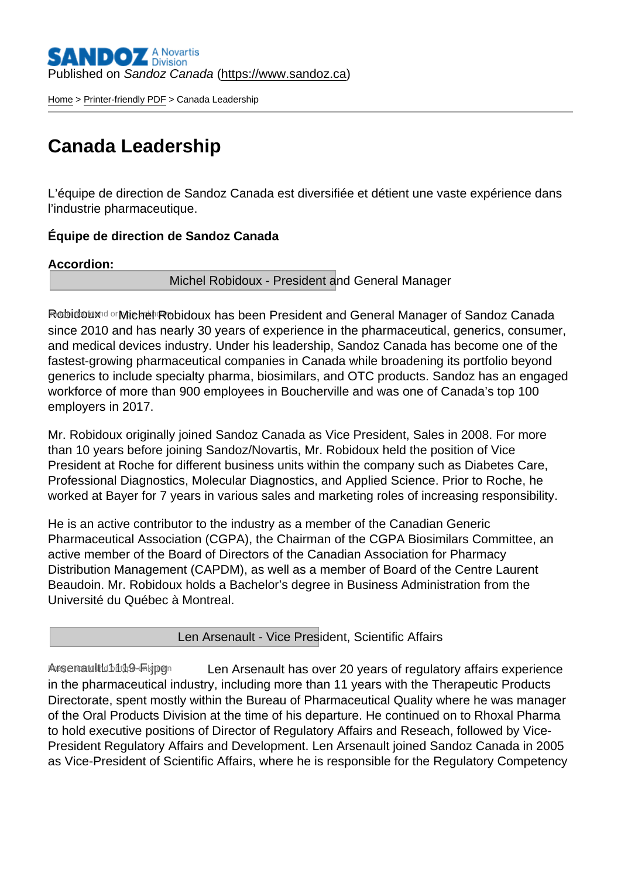Published on *Sandoz Canada* (https://www.sandoz.ca)

Home > Printer-friendly PDF > Canada Leadership

# Canada Leadership

L'équipe de direction de Sandoz Canada est diversifiée et détient une vaste expérience dans l'industrie pharmaceutique.

**Équipe de direction de Sandoz Canada**

**Accordion:**

Michel Robidoux - President and General Manager

Michel Robidoux has been President and General Manager of Sandoz Canada since 2010 and has nearly 30 years of experience in the pharmaceutical, generics, consumer, and medical devices industry. Under his leadership, Sandoz Canada has become one of the fastest-growing pharmaceutical companies in Canada while broadening its portfolio beyond generics to include specialty pharma, biosimilars, and OTC products. Sandoz has an engaged workforce of more than 900 employees in Boucherville and was one of Canada's top 100 employers in 2017.

Mr. Robidoux originally joined Sandoz Canada as Vice President, Sales in 2008. For more than 10 years before joining Sandoz/Novartis, Mr. Robidoux held the position of Vice President at Roche for different business units within the company such as Diabetes Care, Professional Diagnostics, Molecular Diagnostics, and Applied Science. Prior to Roche, he worked at Bayer for 7 years in various sales and marketing roles of increasing responsibility.

He is an active contributor to the industry as a member of the Canadian Generic Pharmaceutical Association (CGPA), the Chairman of the CGPA Biosimilars Committee, an active member of the Board of Directors of the Canadian Association for Pharmacy Distribution Management (CAPDM), as well as a member of Board of the Centre Laurent Beaudoin. Mr. Robidoux holds a Bachelor's degree in Business Administration from the Université du Québec à Montreal.

Len Arsenault - Vice President, Scientific Affairs

Len Arsenault has over 20 years of regulatory affairs experience in the pharmaceutical industry, including more than 11 years with the Therapeutic Products Directorate, spent mostly within the Bureau of Pharmaceutical Quality where he was manager of the Oral Products Division at the time of his departure. He continued on to Rhoxal Pharma to hold executive positions of Director of Regulatory Affairs and Reseach, followed by Vice-President Regulatory Affairs and Development. Len Arsenault joined Sandoz Canada in 2005 as Vice-President of Scientific Affairs, where he is responsible for the Regulatory Competency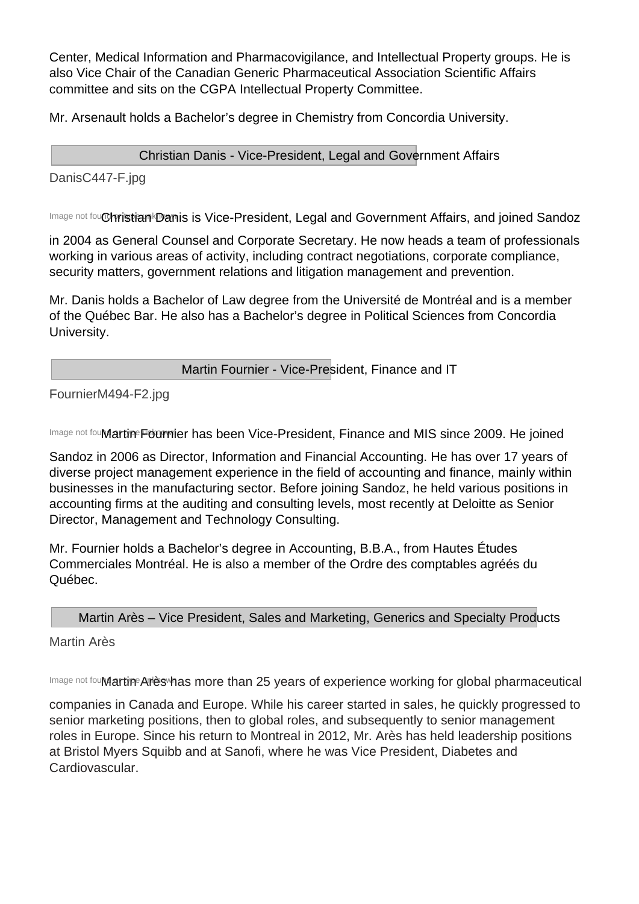Center, Medical Information and Pharmacovigilance, and Intellectual Property groups. He is also Vice Chair of the Canadian Generic Pharmaceutical Association Scientific Affairs committee and sits on the CGPA Intellectual Property Committee.

Mr. Arsenault holds a Bachelor's degree in Chemistry from Concordia University.

### Christian Danis - Vice-President, Legal and Government Affairs

DanisC447-F.jpg

Image not found or type unknown

Christian Danis is Vice-President, Legal and Government Affairs, and joined Sandoz in 2004 as General Counsel and Corporate Secretary. He now heads a team of professionals working in various areas of activity, including contract negotiations, corporate compliance, security matters, government relations and litigation management and prevention.

Mr. Danis holds a Bachelor of Law degree from the Université de Montréal and is a member of the Québec Bar. He also has a Bachelor's degree in Political Sciences from Concordia University.

### Martin Fournier - Vice-President, Finance and IT

FournierM494-F2.jpg

Image not found or type unknown

Martin Fournier has been Vice-President, Finance and MIS since 2009. He joined Sandoz in 2006 as Director, Information and Financial Accounting. He has over 17 years of diverse project management experience in the field of accounting and finance, mainly within businesses in the manufacturing sector. Before joining Sandoz, he held various positions in accounting firms at the auditing and consulting levels, most recently at Deloitte as Senior Director, Management and Technology Consulting.

Mr. Fournier holds a Bachelor's degree in Accounting, B.B.A., from Hautes Études Commerciales Montréal. He is also a member of the Ordre des comptables agréés du Québec.

### Martin Arès – Vice President, Sales and Marketing, Generics and Specialty Products

Martin Arès

Image not found or type unknown

Martin Arès has more than 25 years of experience working for global pharmaceutical companies in Canada and Europe. While his career started in sales, he quickly progressed to senior marketing positions, then to global roles, and subsequently to senior management roles in Europe. Since his return to Montreal in 2012, Mr. Arès has held leadership positions at Bristol Myers Squibb and at Sanofi, where he was Vice President, Diabetes and Cardiovascular.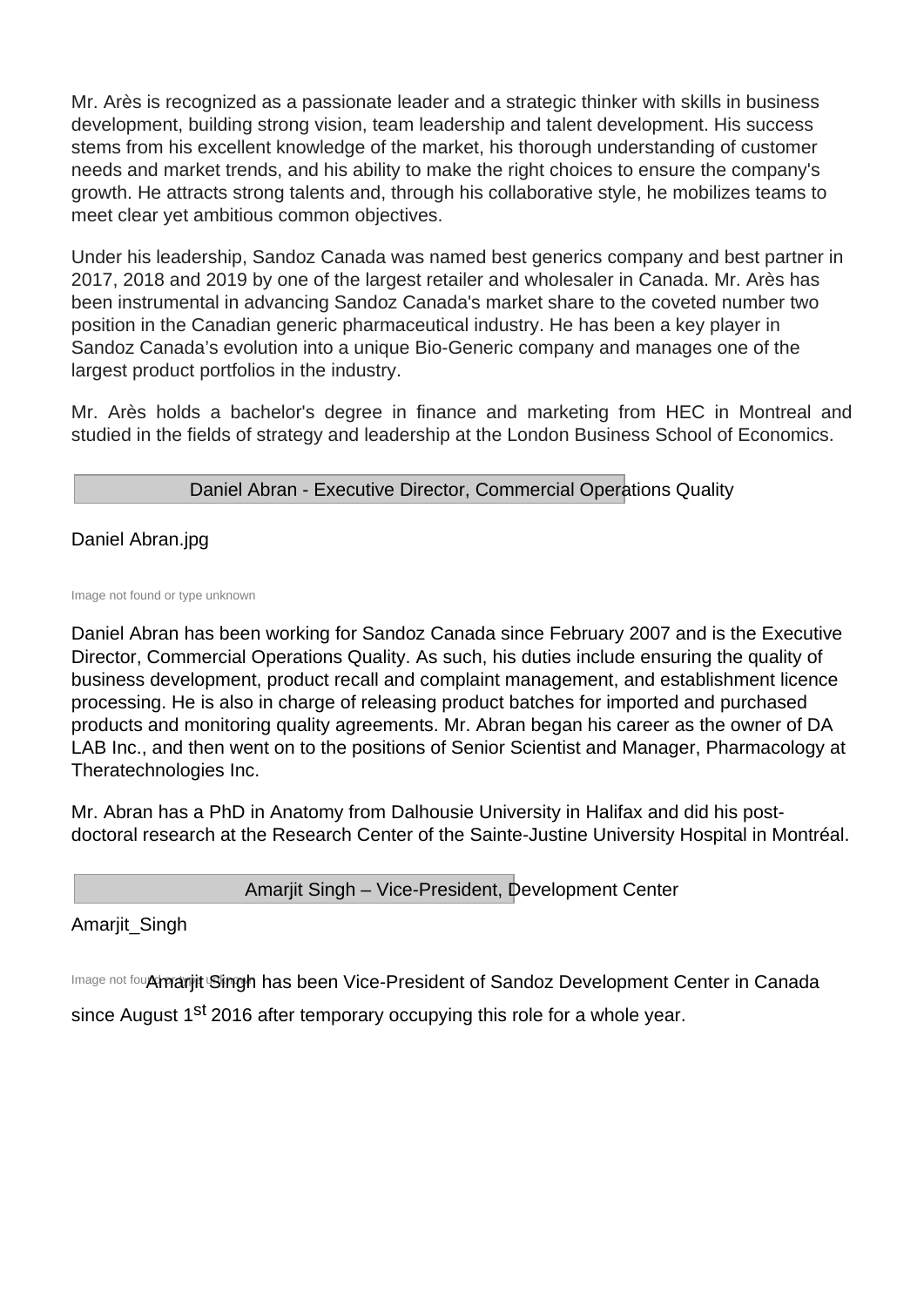Mr. Arès is recognized as a passionate leader and a strategic thinker with skills in business development, building strong vision, team leadership and talent development. His success stems from his excellent knowledge of the market, his thorough understanding of customer needs and market trends, and his ability to make the right choices to ensure the company's growth. He attracts strong talents and, through his collaborative style, he mobilizes teams to meet clear yet ambitious common objectives.

Under his leadership, Sandoz Canada was named best generics company and best partner in 2017, 2018 and 2019 by one of the largest retailer and wholesaler in Canada. Mr. Arès has been instrumental in advancing Sandoz Canada's market share to the coveted number two position in the Canadian generic pharmaceutical industry. He has been a key player in Sandoz Canada's evolution into a unique Bio-Generic company and manages one of the largest product portfolios in the industry.

Mr. Arès holds a bachelor's degree in finance and marketing from HEC in Montreal and studied in the fields of strategy and leadership at the London Business School of Economics.

## Daniel Abran - Executive Director, Commercial Operations Quality

Daniel Abran.jpg

Image not found or type unknown

Daniel Abran has been working for Sandoz Canada since February 2007 and is the Executive Director, Commercial Operations Quality. As such, his duties include ensuring the quality of business development, product recall and complaint management, and establishment licence processing. He is also in charge of releasing product batches for imported and purchased products and monitoring quality agreements. Mr. Abran began his career as the owner of DA LAB Inc., and then went on to the positions of Senior Scientist and Manager, Pharmacology at Theratechnologies Inc.

Mr. Abran has a PhD in Anatomy from Dalhousie University in Halifax and did his post-doctoral research at the Research Center of the Sainte-Justine University Hospital in Montréal.

## Amarjit Singh – Vice-President, Development Center

Amarjit_Singh

Image not found or type unknown

Amarjit Singh has been Vice-President of Sandoz Development Center in Canada since August 1st 2016 after temporary occupying this role for a whole year.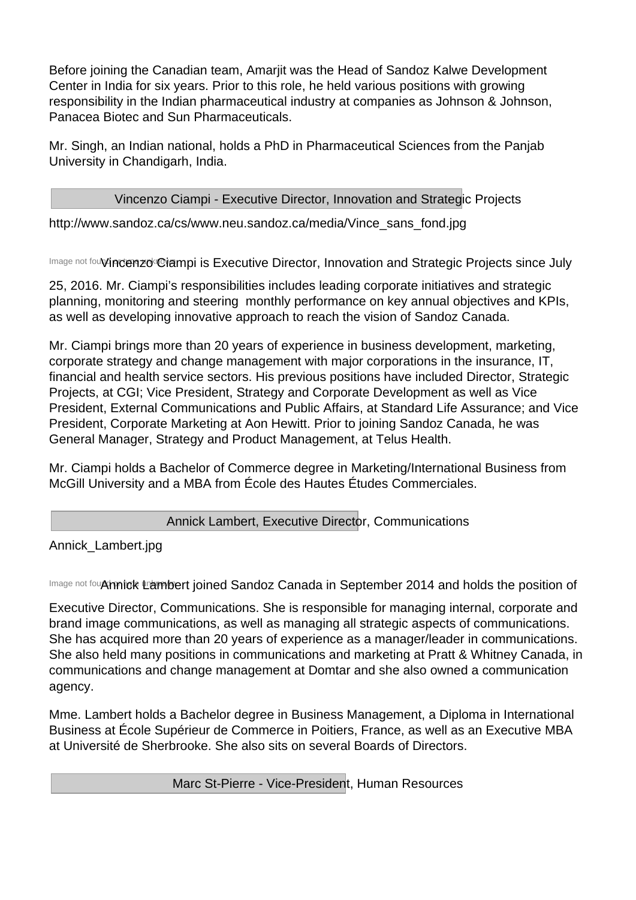Before joining the Canadian team, Amarjit was the Head of Sandoz Kalwe Development Center in India for six years. Prior to this role, he held various positions with growing responsibility in the Indian pharmaceutical industry at companies as Johnson & Johnson, Panacea Biotec and Sun Pharmaceuticals.

Mr. Singh, an Indian national, holds a PhD in Pharmaceutical Sciences from the Panjab University in Chandigarh, India.

## Vincenzo Ciampi - Executive Director, Innovation and Strategic Projects

http://www.sandoz.ca/cs/www.neu.sandoz.ca/media/Vince_sans_fond.jpg

Image not found or type unknown

Vincenzo Ciampi is Executive Director, Innovation and Strategic Projects since July 25, 2016. Mr. Ciampi's responsibilities includes leading corporate initiatives and strategic planning, monitoring and steering monthly performance on key annual objectives and KPIs, as well as developing innovative approach to reach the vision of Sandoz Canada.

Mr. Ciampi brings more than 20 years of experience in business development, marketing, corporate strategy and change management with major corporations in the insurance, IT, financial and health service sectors. His previous positions have included Director, Strategic Projects, at CGI; Vice President, Strategy and Corporate Development as well as Vice President, External Communications and Public Affairs, at Standard Life Assurance; and Vice President, Corporate Marketing at Aon Hewitt. Prior to joining Sandoz Canada, he was General Manager, Strategy and Product Management, at Telus Health.

Mr. Ciampi holds a Bachelor of Commerce degree in Marketing/International Business from McGill University and a MBA from École des Hautes Études Commerciales.

## Annick Lambert, Executive Director, Communications

Annick_Lambert.jpg

Image not found or type unknown

Annick Lambert joined Sandoz Canada in September 2014 and holds the position of Executive Director, Communications. She is responsible for managing internal, corporate and brand image communications, as well as managing all strategic aspects of communications. She has acquired more than 20 years of experience as a manager/leader in communications. She also held many positions in communications and marketing at Pratt & Whitney Canada, in communications and change management at Domtar and she also owned a communication agency.

Mme. Lambert holds a Bachelor degree in Business Management, a Diploma in International Business at École Supérieur de Commerce in Poitiers, France, as well as an Executive MBA at Université de Sherbrooke. She also sits on several Boards of Directors.

## Marc St-Pierre - Vice-President, Human Resources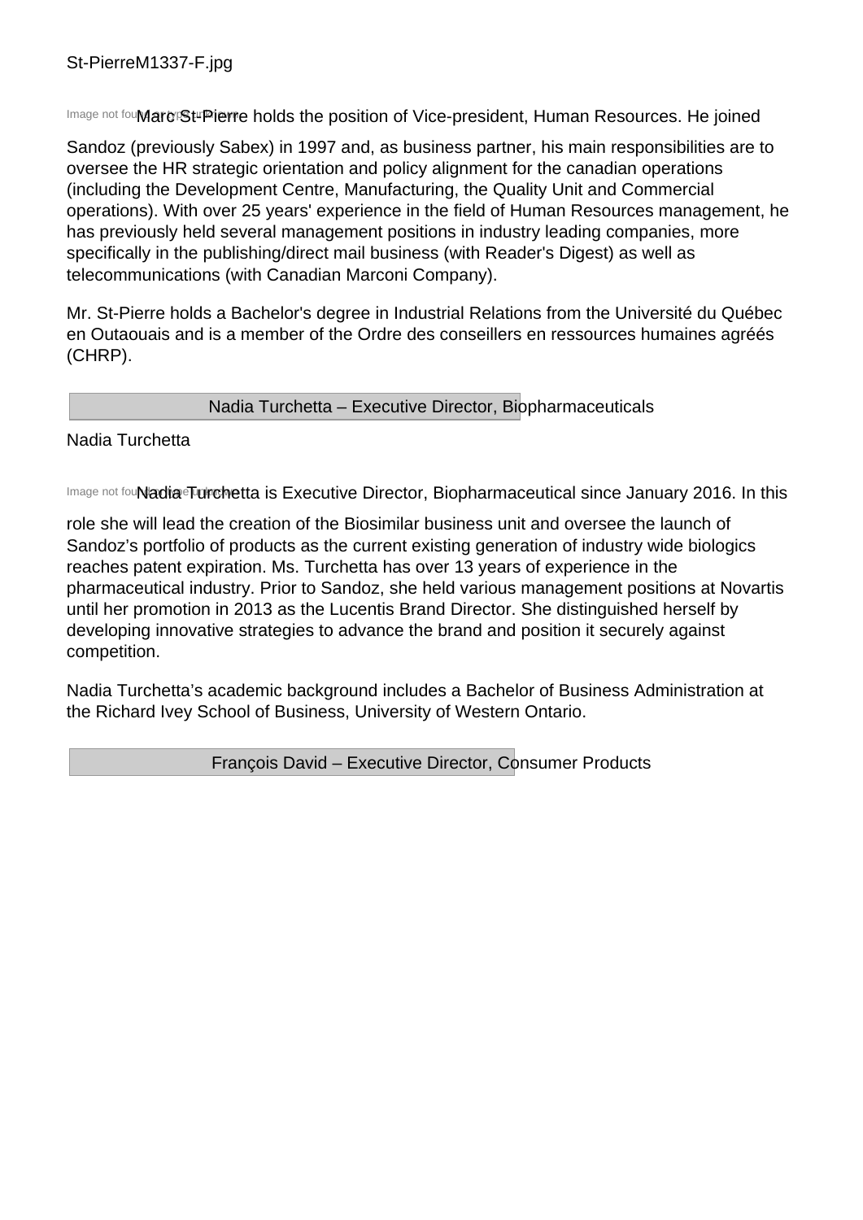St-PierreM1337-F.jpg

Image not found

Marc St-Pierre holds the position of Vice-president, Human Resources. He joined Sandoz (previously Sabex) in 1997 and, as business partner, his main responsibilities are to oversee the HR strategic orientation and policy alignment for the canadian operations (including the Development Centre, Manufacturing, the Quality Unit and Commercial operations). With over 25 years' experience in the field of Human Resources management, he has previously held several management positions in industry leading companies, more specifically in the publishing/direct mail business (with Reader's Digest) as well as telecommunications (with Canadian Marconi Company).

Mr. St-Pierre holds a Bachelor's degree in Industrial Relations from the Université du Québec en Outaouais and is a member of the Ordre des conseillers en ressources humaines agréés (CHRP).

## Nadia Turchetta – Executive Director, Biopharmaceuticals

Nadia Turchetta

Image not found

Nadia Turchetta is Executive Director, Biopharmaceutical since January 2016. In this role she will lead the creation of the Biosimilar business unit and oversee the launch of Sandoz's portfolio of products as the current existing generation of industry wide biologics reaches patent expiration. Ms. Turchetta has over 13 years of experience in the pharmaceutical industry. Prior to Sandoz, she held various management positions at Novartis until her promotion in 2013 as the Lucentis Brand Director. She distinguished herself by developing innovative strategies to advance the brand and position it securely against competition.

Nadia Turchetta's academic background includes a Bachelor of Business Administration at the Richard Ivey School of Business, University of Western Ontario.

## François David – Executive Director, Consumer Products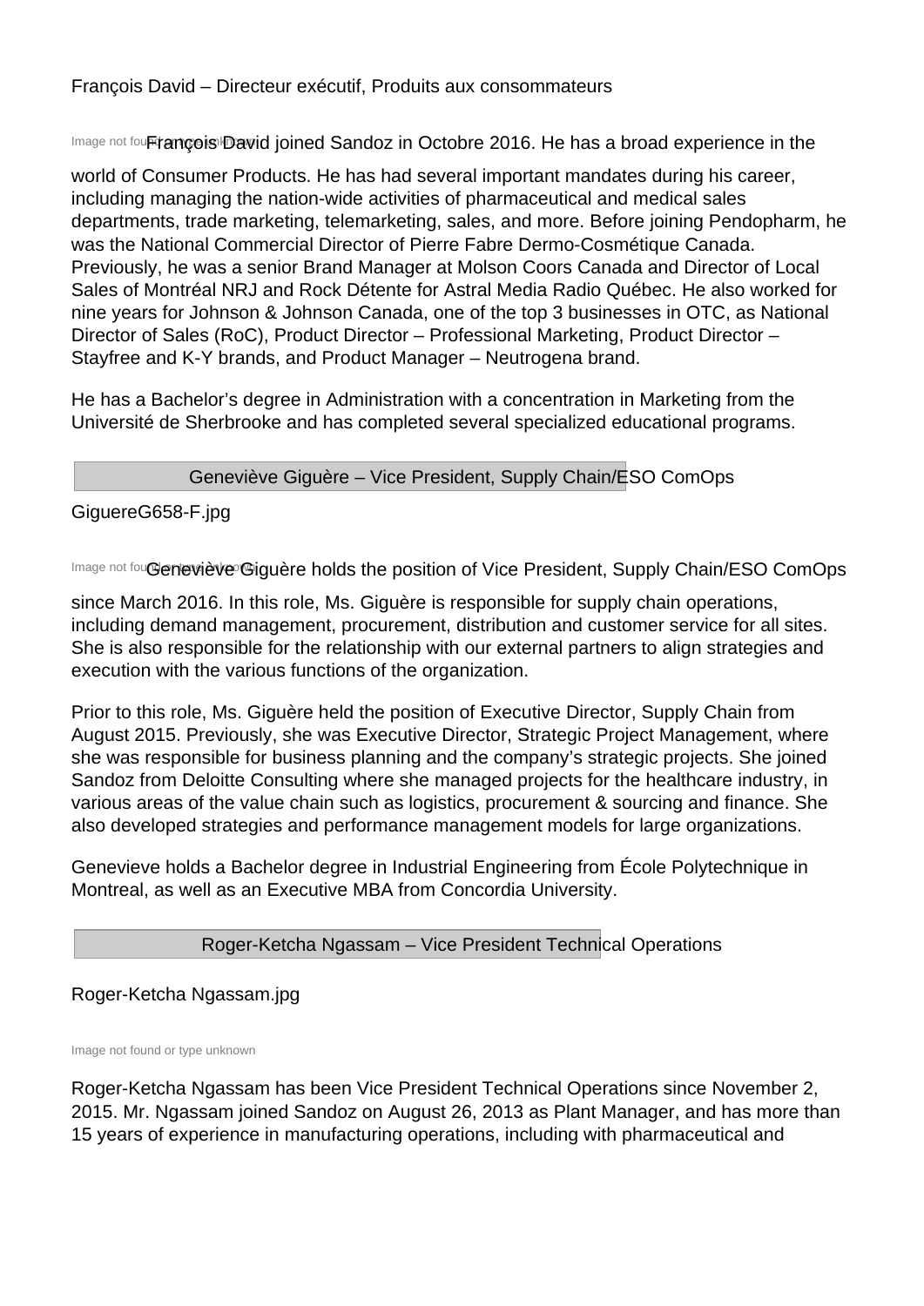François David – Directeur exécutif, Produits aux consommateurs

Image not found or type unknown

François David joined Sandoz in Octobre 2016. He has a broad experience in the world of Consumer Products. He has had several important mandates during his career, including managing the nation-wide activities of pharmaceutical and medical sales departments, trade marketing, telemarketing, sales, and more. Before joining Pendopharm, he was the National Commercial Director of Pierre Fabre Dermo-Cosmétique Canada. Previously, he was a senior Brand Manager at Molson Coors Canada and Director of Local Sales of Montréal NRJ and Rock Détente for Astral Media Radio Québec. He also worked for nine years for Johnson & Johnson Canada, one of the top 3 businesses in OTC, as National Director of Sales (RoC), Product Director – Professional Marketing, Product Director – Stayfree and K-Y brands, and Product Manager – Neutrogena brand.

He has a Bachelor's degree in Administration with a concentration in Marketing from the Université de Sherbrooke and has completed several specialized educational programs.

## Geneviève Giguère – Vice President, Supply Chain/ESO ComOps

GiguereG658-F.jpg

Image not found or type unknown

Geneviève Giguère holds the position of Vice President, Supply Chain/ESO ComOps since March 2016. In this role, Ms. Giguère is responsible for supply chain operations, including demand management, procurement, distribution and customer service for all sites. She is also responsible for the relationship with our external partners to align strategies and execution with the various functions of the organization.

Prior to this role, Ms. Giguère held the position of Executive Director, Supply Chain from August 2015. Previously, she was Executive Director, Strategic Project Management, where she was responsible for business planning and the company's strategic projects. She joined Sandoz from Deloitte Consulting where she managed projects for the healthcare industry, in various areas of the value chain such as logistics, procurement & sourcing and finance. She also developed strategies and performance management models for large organizations.

Genevieve holds a Bachelor degree in Industrial Engineering from École Polytechnique in Montreal, as well as an Executive MBA from Concordia University.

## Roger-Ketcha Ngassam – Vice President Technical Operations

Roger-Ketcha Ngassam.jpg

Image not found or type unknown

Roger-Ketcha Ngassam has been Vice President Technical Operations since November 2, 2015. Mr. Ngassam joined Sandoz on August 26, 2013 as Plant Manager, and has more than 15 years of experience in manufacturing operations, including with pharmaceutical and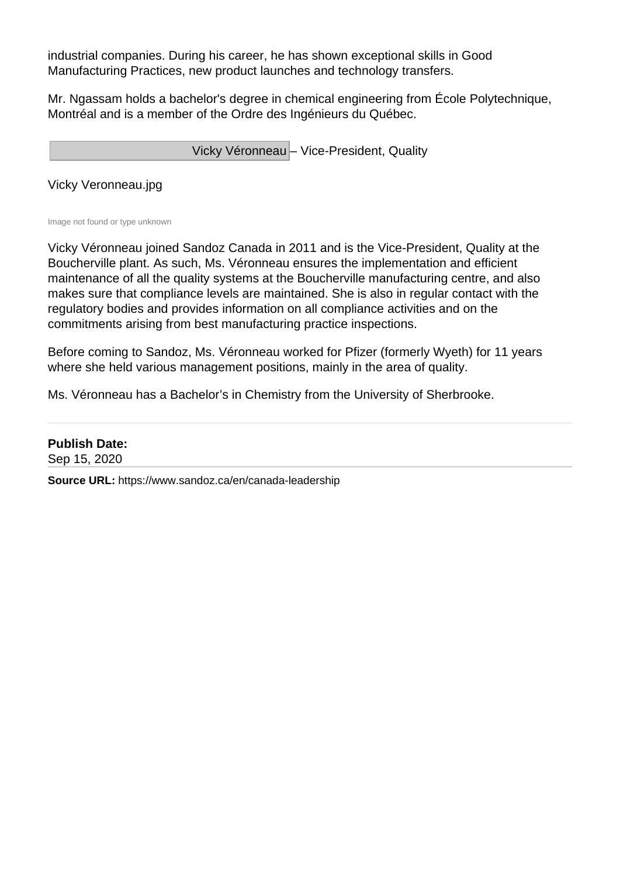industrial companies. During his career, he has shown exceptional skills in Good Manufacturing Practices, new product launches and technology transfers.

Mr. Ngassam holds a bachelor's degree in chemical engineering from École Polytechnique, Montréal and is a member of the Ordre des Ingénieurs du Québec.

Vicky Véronneau – Vice-President, Quality

Vicky Veronneau.jpg

Image not found or type unknown

Vicky Véronneau joined Sandoz Canada in 2011 and is the Vice-President, Quality at the Boucherville plant. As such, Ms. Véronneau ensures the implementation and efficient maintenance of all the quality systems at the Boucherville manufacturing centre, and also makes sure that compliance levels are maintained. She is also in regular contact with the regulatory bodies and provides information on all compliance activities and on the commitments arising from best manufacturing practice inspections.

Before coming to Sandoz, Ms. Véronneau worked for Pfizer (formerly Wyeth) for 11 years where she held various management positions, mainly in the area of quality.

Ms. Véronneau has a Bachelor's in Chemistry from the University of Sherbrooke.

---

**Publish Date:**
Sep 15, 2020

**Source URL:** https://www.sandoz.ca/en/canada-leadership